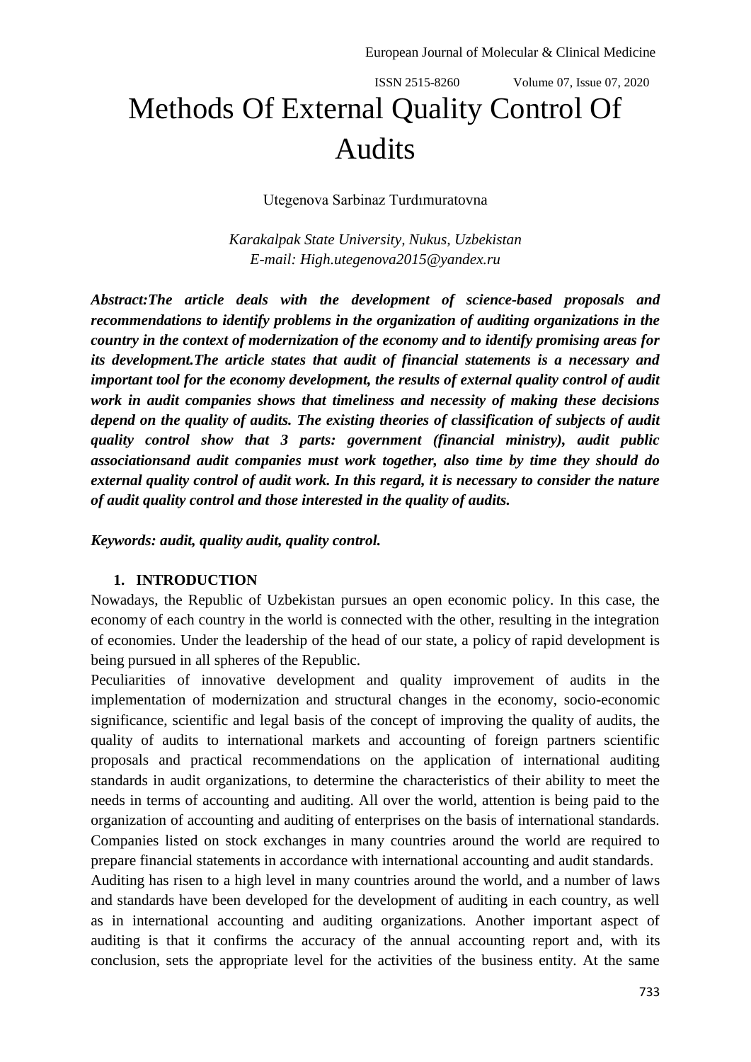# Methods Of External Quality Control Of Audits

Utegenova Sarbinaz Turdımuratovna

*Karakalpak State University, Nukus, Uzbekistan*
*E-mail: High.utegenova2015@yandex.ru*

***Abstract:The article deals with the development of science-based proposals and recommendations to identify problems in the organization of auditing organizations in the country in the context of modernization of the economy and to identify promising areas for its development.The article states that audit of financial statements is a necessary and important tool for the economy development, the results of external quality control of audit work in audit companies shows that timeliness and necessity of making these decisions depend on the quality of audits. The existing theories of classification of subjects of audit quality control show that 3 parts: government (financial ministry), audit public associationsand audit companies must work together, also time by time they should do external quality control of audit work. In this regard, it is necessary to consider the nature of audit quality control and those interested in the quality of audits.***

***Keywords: audit, quality audit, quality control.***

## 1. INTRODUCTION

Nowadays, the Republic of Uzbekistan pursues an open economic policy. In this case, the economy of each country in the world is connected with the other, resulting in the integration of economies. Under the leadership of the head of our state, a policy of rapid development is being pursued in all spheres of the Republic.

Peculiarities of innovative development and quality improvement of audits in the implementation of modernization and structural changes in the economy, socio-economic significance, scientific and legal basis of the concept of improving the quality of audits, the quality of audits to international markets and accounting of foreign partners scientific proposals and practical recommendations on the application of international auditing standards in audit organizations, to determine the characteristics of their ability to meet the needs in terms of accounting and auditing. All over the world, attention is being paid to the organization of accounting and auditing of enterprises on the basis of international standards. Companies listed on stock exchanges in many countries around the world are required to prepare financial statements in accordance with international accounting and audit standards.

Auditing has risen to a high level in many countries around the world, and a number of laws and standards have been developed for the development of auditing in each country, as well as in international accounting and auditing organizations. Another important aspect of auditing is that it confirms the accuracy of the annual accounting report and, with its conclusion, sets the appropriate level for the activities of the business entity. At the same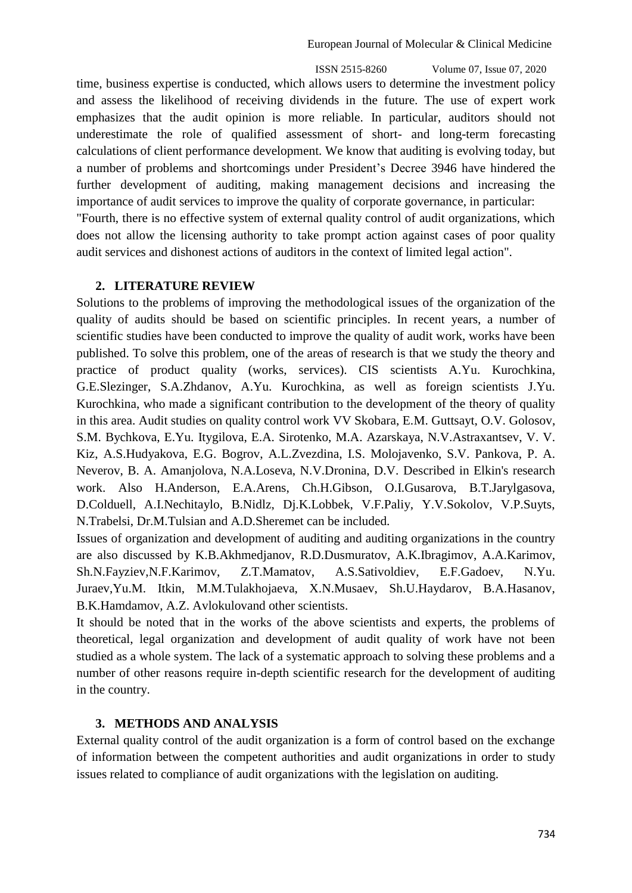time, business expertise is conducted, which allows users to determine the investment policy and assess the likelihood of receiving dividends in the future. The use of expert work emphasizes that the audit opinion is more reliable. In particular, auditors should not underestimate the role of qualified assessment of short- and long-term forecasting calculations of client performance development. We know that auditing is evolving today, but a number of problems and shortcomings under President's Decree 3946 have hindered the further development of auditing, making management decisions and increasing the importance of audit services to improve the quality of corporate governance, in particular:

"Fourth, there is no effective system of external quality control of audit organizations, which does not allow the licensing authority to take prompt action against cases of poor quality audit services and dishonest actions of auditors in the context of limited legal action".

## 2. LITERATURE REVIEW

Solutions to the problems of improving the methodological issues of the organization of the quality of audits should be based on scientific principles. In recent years, a number of scientific studies have been conducted to improve the quality of audit work, works have been published. To solve this problem, one of the areas of research is that we study the theory and practice of product quality (works, services). CIS scientists A.Yu. Kurochkina, G.E.Slezinger, S.A.Zhdanov, A.Yu. Kurochkina, as well as foreign scientists J.Yu. Kurochkina, who made a significant contribution to the development of the theory of quality in this area. Audit studies on quality control work VV Skobara, E.M. Guttsayt, O.V. Golosov, S.M. Bychkova, E.Yu. Itygilova, E.A. Sirotenko, M.A. Azarskaya, N.V.Astraxantsev, V. V. Kiz, A.S.Hudyakova, E.G. Bogrov, A.L.Zvezdina, I.S. Molojavenko, S.V. Pankova, P. A. Neverov, B. A. Amanjolova, N.A.Loseva, N.V.Dronina, D.V. Described in Elkin's research work. Also H.Anderson, E.A.Arens, Ch.H.Gibson, O.I.Gusarova, B.T.Jarylgasova, D.Colduell, A.I.Nechitaylo, B.Nidlz, Dj.K.Lobbek, V.F.Paliy, Y.V.Sokolov, V.P.Suyts, N.Trabelsi, Dr.M.Tulsian and A.D.Sheremet can be included.

Issues of organization and development of auditing and auditing organizations in the country are also discussed by K.B.Akhmedjanov, R.D.Dusmuratov, A.K.Ibragimov, A.A.Karimov, Sh.N.Fayziev,N.F.Karimov, Z.T.Mamatov, A.S.Sativoldiev, E.F.Gadoev, N.Yu. Juraev,Yu.M. Itkin, M.M.Tulakhojaeva, X.N.Musaev, Sh.U.Haydarov, B.A.Hasanov, B.K.Hamdamov, A.Z. Avlokulovand other scientists.

It should be noted that in the works of the above scientists and experts, the problems of theoretical, legal organization and development of audit quality of work have not been studied as a whole system. The lack of a systematic approach to solving these problems and a number of other reasons require in-depth scientific research for the development of auditing in the country.

## 3. METHODS AND ANALYSIS

External quality control of the audit organization is a form of control based on the exchange of information between the competent authorities and audit organizations in order to study issues related to compliance of audit organizations with the legislation on auditing.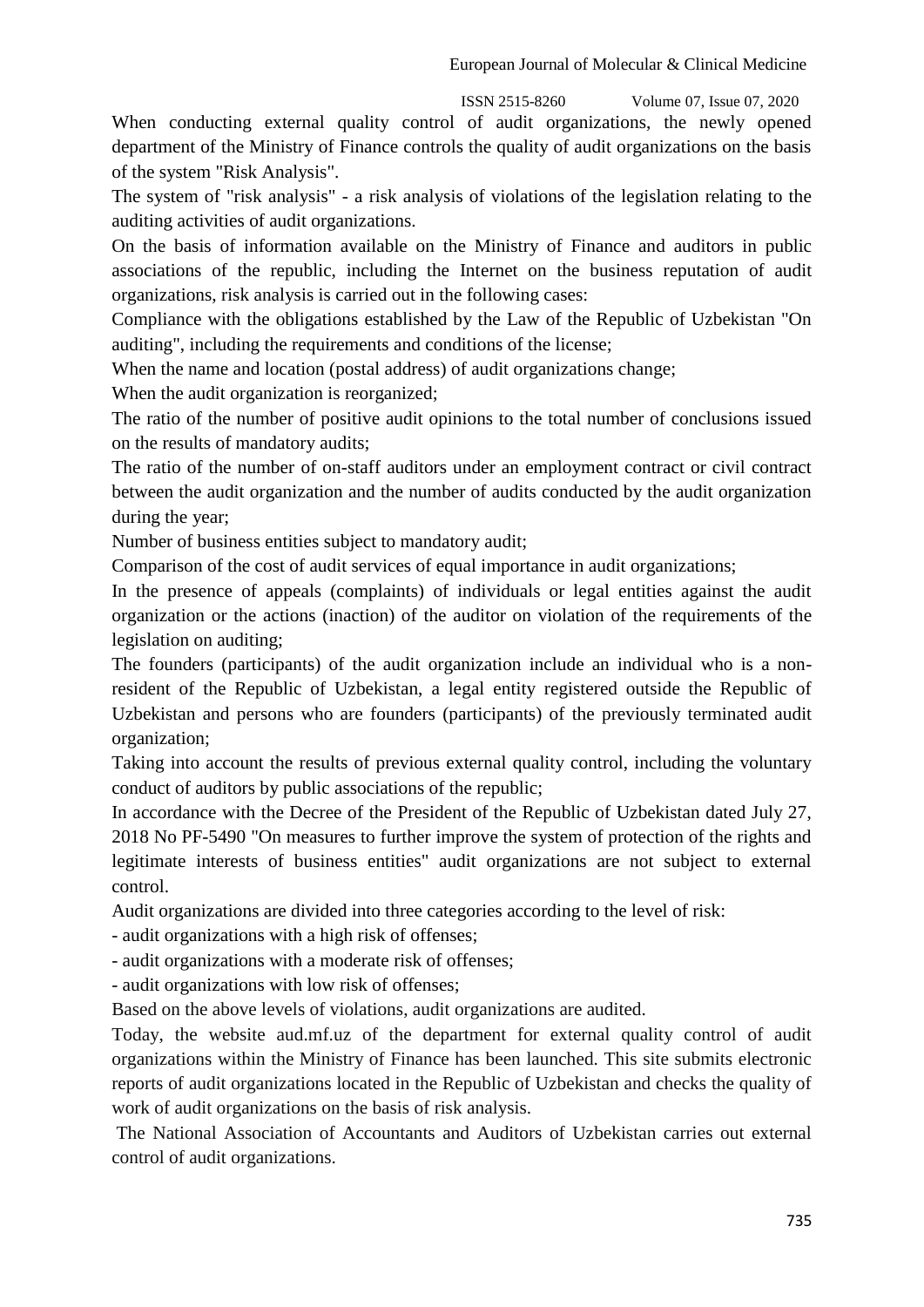When conducting external quality control of audit organizations, the newly opened department of the Ministry of Finance controls the quality of audit organizations on the basis of the system "Risk Analysis".

The system of "risk analysis" - a risk analysis of violations of the legislation relating to the auditing activities of audit organizations.

On the basis of information available on the Ministry of Finance and auditors in public associations of the republic, including the Internet on the business reputation of audit organizations, risk analysis is carried out in the following cases:

Compliance with the obligations established by the Law of the Republic of Uzbekistan "On auditing", including the requirements and conditions of the license;

When the name and location (postal address) of audit organizations change;

When the audit organization is reorganized;

The ratio of the number of positive audit opinions to the total number of conclusions issued on the results of mandatory audits;

The ratio of the number of on-staff auditors under an employment contract or civil contract between the audit organization and the number of audits conducted by the audit organization during the year;

Number of business entities subject to mandatory audit;

Comparison of the cost of audit services of equal importance in audit organizations;

In the presence of appeals (complaints) of individuals or legal entities against the audit organization or the actions (inaction) of the auditor on violation of the requirements of the legislation on auditing;

The founders (participants) of the audit organization include an individual who is a non-resident of the Republic of Uzbekistan, a legal entity registered outside the Republic of Uzbekistan and persons who are founders (participants) of the previously terminated audit organization;

Taking into account the results of previous external quality control, including the voluntary conduct of auditors by public associations of the republic;

In accordance with the Decree of the President of the Republic of Uzbekistan dated July 27, 2018 No PF-5490 "On measures to further improve the system of protection of the rights and legitimate interests of business entities" audit organizations are not subject to external control.

Audit organizations are divided into three categories according to the level of risk:

- audit organizations with a high risk of offenses;
- audit organizations with a moderate risk of offenses;
- audit organizations with low risk of offenses;

Based on the above levels of violations, audit organizations are audited.

Today, the website aud.mf.uz of the department for external quality control of audit organizations within the Ministry of Finance has been launched. This site submits electronic reports of audit organizations located in the Republic of Uzbekistan and checks the quality of work of audit organizations on the basis of risk analysis.

The National Association of Accountants and Auditors of Uzbekistan carries out external control of audit organizations.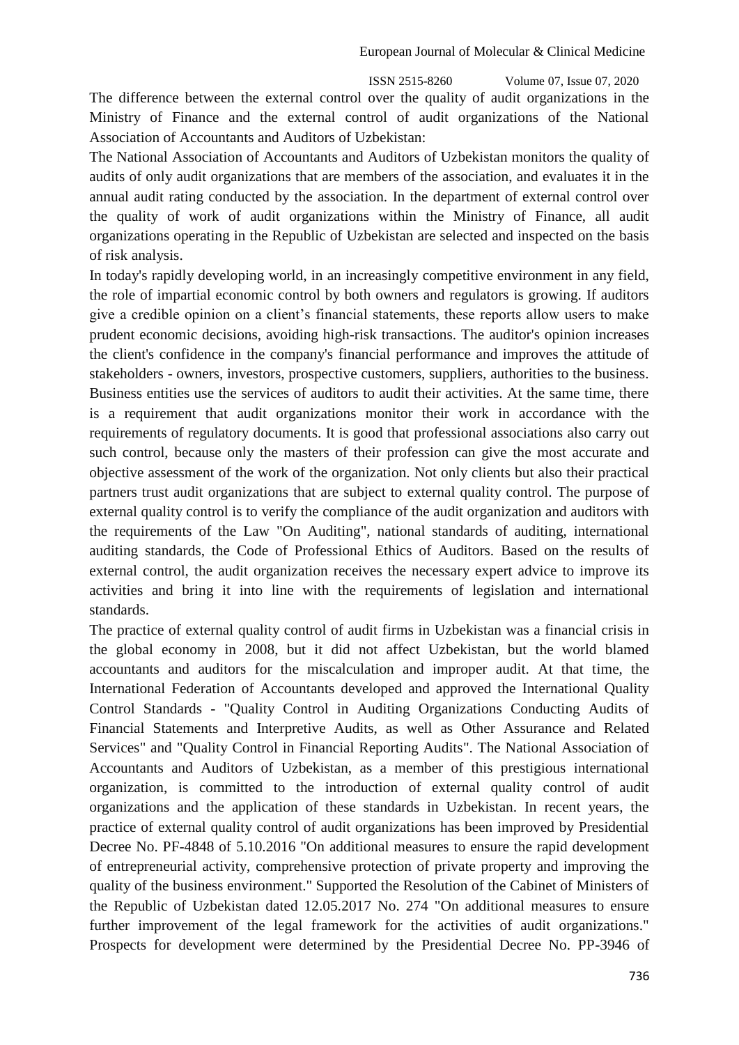The difference between the external control over the quality of audit organizations in the Ministry of Finance and the external control of audit organizations of the National Association of Accountants and Auditors of Uzbekistan:

The National Association of Accountants and Auditors of Uzbekistan monitors the quality of audits of only audit organizations that are members of the association, and evaluates it in the annual audit rating conducted by the association. In the department of external control over the quality of work of audit organizations within the Ministry of Finance, all audit organizations operating in the Republic of Uzbekistan are selected and inspected on the basis of risk analysis.

In today's rapidly developing world, in an increasingly competitive environment in any field, the role of impartial economic control by both owners and regulators is growing. If auditors give a credible opinion on a client's financial statements, these reports allow users to make prudent economic decisions, avoiding high-risk transactions. The auditor's opinion increases the client's confidence in the company's financial performance and improves the attitude of stakeholders - owners, investors, prospective customers, suppliers, authorities to the business. Business entities use the services of auditors to audit their activities. At the same time, there is a requirement that audit organizations monitor their work in accordance with the requirements of regulatory documents. It is good that professional associations also carry out such control, because only the masters of their profession can give the most accurate and objective assessment of the work of the organization. Not only clients but also their practical partners trust audit organizations that are subject to external quality control. The purpose of external quality control is to verify the compliance of the audit organization and auditors with the requirements of the Law "On Auditing", national standards of auditing, international auditing standards, the Code of Professional Ethics of Auditors. Based on the results of external control, the audit organization receives the necessary expert advice to improve its activities and bring it into line with the requirements of legislation and international standards.

The practice of external quality control of audit firms in Uzbekistan was a financial crisis in the global economy in 2008, but it did not affect Uzbekistan, but the world blamed accountants and auditors for the miscalculation and improper audit. At that time, the International Federation of Accountants developed and approved the International Quality Control Standards - "Quality Control in Auditing Organizations Conducting Audits of Financial Statements and Interpretive Audits, as well as Other Assurance and Related Services" and "Quality Control in Financial Reporting Audits". The National Association of Accountants and Auditors of Uzbekistan, as a member of this prestigious international organization, is committed to the introduction of external quality control of audit organizations and the application of these standards in Uzbekistan. In recent years, the practice of external quality control of audit organizations has been improved by Presidential Decree No. PF-4848 of 5.10.2016 "On additional measures to ensure the rapid development of entrepreneurial activity, comprehensive protection of private property and improving the quality of the business environment." Supported the Resolution of the Cabinet of Ministers of the Republic of Uzbekistan dated 12.05.2017 No. 274 "On additional measures to ensure further improvement of the legal framework for the activities of audit organizations." Prospects for development were determined by the Presidential Decree No. PP-3946 of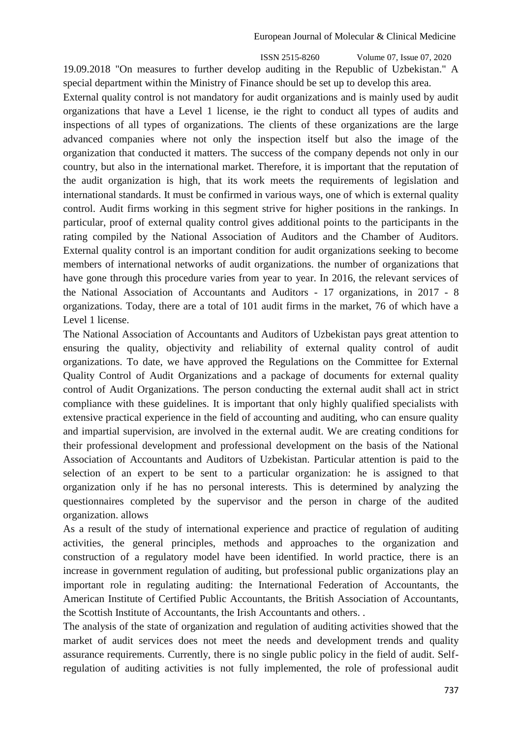19.09.2018 "On measures to further develop auditing in the Republic of Uzbekistan." A special department within the Ministry of Finance should be set up to develop this area.

External quality control is not mandatory for audit organizations and is mainly used by audit organizations that have a Level 1 license, ie the right to conduct all types of audits and inspections of all types of organizations. The clients of these organizations are the large advanced companies where not only the inspection itself but also the image of the organization that conducted it matters. The success of the company depends not only in our country, but also in the international market. Therefore, it is important that the reputation of the audit organization is high, that its work meets the requirements of legislation and international standards. It must be confirmed in various ways, one of which is external quality control. Audit firms working in this segment strive for higher positions in the rankings. In particular, proof of external quality control gives additional points to the participants in the rating compiled by the National Association of Auditors and the Chamber of Auditors. External quality control is an important condition for audit organizations seeking to become members of international networks of audit organizations. the number of organizations that have gone through this procedure varies from year to year. In 2016, the relevant services of the National Association of Accountants and Auditors - 17 organizations, in 2017 - 8 organizations. Today, there are a total of 101 audit firms in the market, 76 of which have a Level 1 license.

The National Association of Accountants and Auditors of Uzbekistan pays great attention to ensuring the quality, objectivity and reliability of external quality control of audit organizations. To date, we have approved the Regulations on the Committee for External Quality Control of Audit Organizations and a package of documents for external quality control of Audit Organizations. The person conducting the external audit shall act in strict compliance with these guidelines. It is important that only highly qualified specialists with extensive practical experience in the field of accounting and auditing, who can ensure quality and impartial supervision, are involved in the external audit. We are creating conditions for their professional development and professional development on the basis of the National Association of Accountants and Auditors of Uzbekistan. Particular attention is paid to the selection of an expert to be sent to a particular organization: he is assigned to that organization only if he has no personal interests. This is determined by analyzing the questionnaires completed by the supervisor and the person in charge of the audited organization. allows

As a result of the study of international experience and practice of regulation of auditing activities, the general principles, methods and approaches to the organization and construction of a regulatory model have been identified. In world practice, there is an increase in government regulation of auditing, but professional public organizations play an important role in regulating auditing: the International Federation of Accountants, the American Institute of Certified Public Accountants, the British Association of Accountants, the Scottish Institute of Accountants, the Irish Accountants and others. .

The analysis of the state of organization and regulation of auditing activities showed that the market of audit services does not meet the needs and development trends and quality assurance requirements. Currently, there is no single public policy in the field of audit. Self-regulation of auditing activities is not fully implemented, the role of professional audit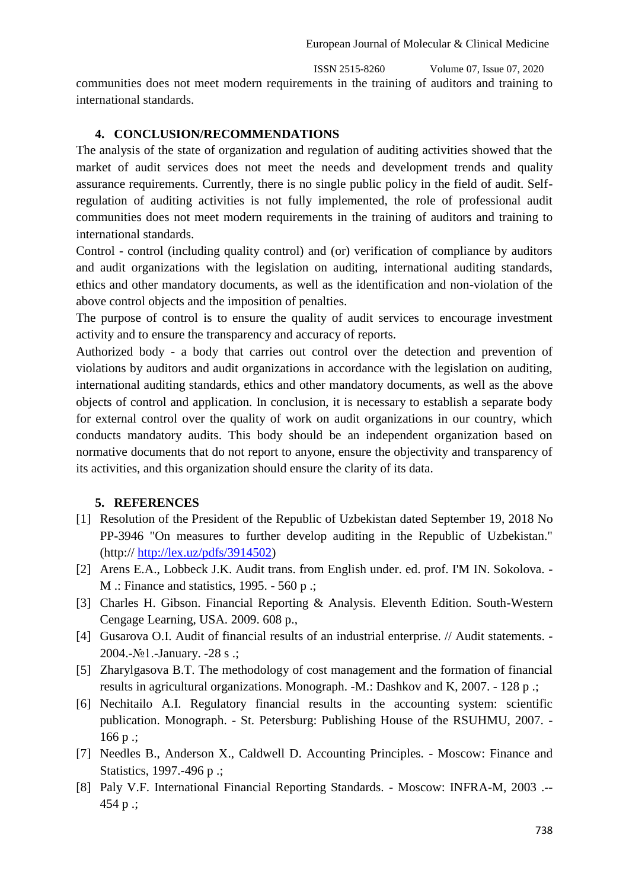communities does not meet modern requirements in the training of auditors and training to international standards.

## 4. CONCLUSION/RECOMMENDATIONS

The analysis of the state of organization and regulation of auditing activities showed that the market of audit services does not meet the needs and development trends and quality assurance requirements. Currently, there is no single public policy in the field of audit. Self-regulation of auditing activities is not fully implemented, the role of professional audit communities does not meet modern requirements in the training of auditors and training to international standards.

Control - control (including quality control) and (or) verification of compliance by auditors and audit organizations with the legislation on auditing, international auditing standards, ethics and other mandatory documents, as well as the identification and non-violation of the above control objects and the imposition of penalties.

The purpose of control is to ensure the quality of audit services to encourage investment activity and to ensure the transparency and accuracy of reports.

Authorized body - a body that carries out control over the detection and prevention of violations by auditors and audit organizations in accordance with the legislation on auditing, international auditing standards, ethics and other mandatory documents, as well as the above objects of control and application. In conclusion, it is necessary to establish a separate body for external control over the quality of work on audit organizations in our country, which conducts mandatory audits. This body should be an independent organization based on normative documents that do not report to anyone, ensure the objectivity and transparency of its activities, and this organization should ensure the clarity of its data.

## 5. REFERENCES

[1] Resolution of the President of the Republic of Uzbekistan dated September 19, 2018 No PP-3946 "On measures to further develop auditing in the Republic of Uzbekistan." (http:// http://lex.uz/pdfs/3914502)

[2] Arens E.A., Lobbeck J.K. Audit trans. from English under. ed. prof. I'M IN. Sokolova. - M .: Finance and statistics, 1995. - 560 p .;

[3] Charles H. Gibson. Financial Reporting & Analysis. Eleventh Edition. South-Western Cengage Learning, USA. 2009. 608 p.,

[4] Gusarova O.I. Audit of financial results of an industrial enterprise. // Audit statements. - 2004.-№1.-January. -28 s .;

[5] Zharylgasova B.T. The methodology of cost management and the formation of financial results in agricultural organizations. Monograph. -M.: Dashkov and K, 2007. - 128 p .;

[6] Nechitailo A.I. Regulatory financial results in the accounting system: scientific publication. Monograph. - St. Petersburg: Publishing House of the RSUHMU, 2007. - 166 p .;

[7] Needles B., Anderson X., Caldwell D. Accounting Principles. - Moscow: Finance and Statistics, 1997.-496 p .;

[8] Paly V.F. International Financial Reporting Standards. - Moscow: INFRA-M, 2003 .-- 454 p .;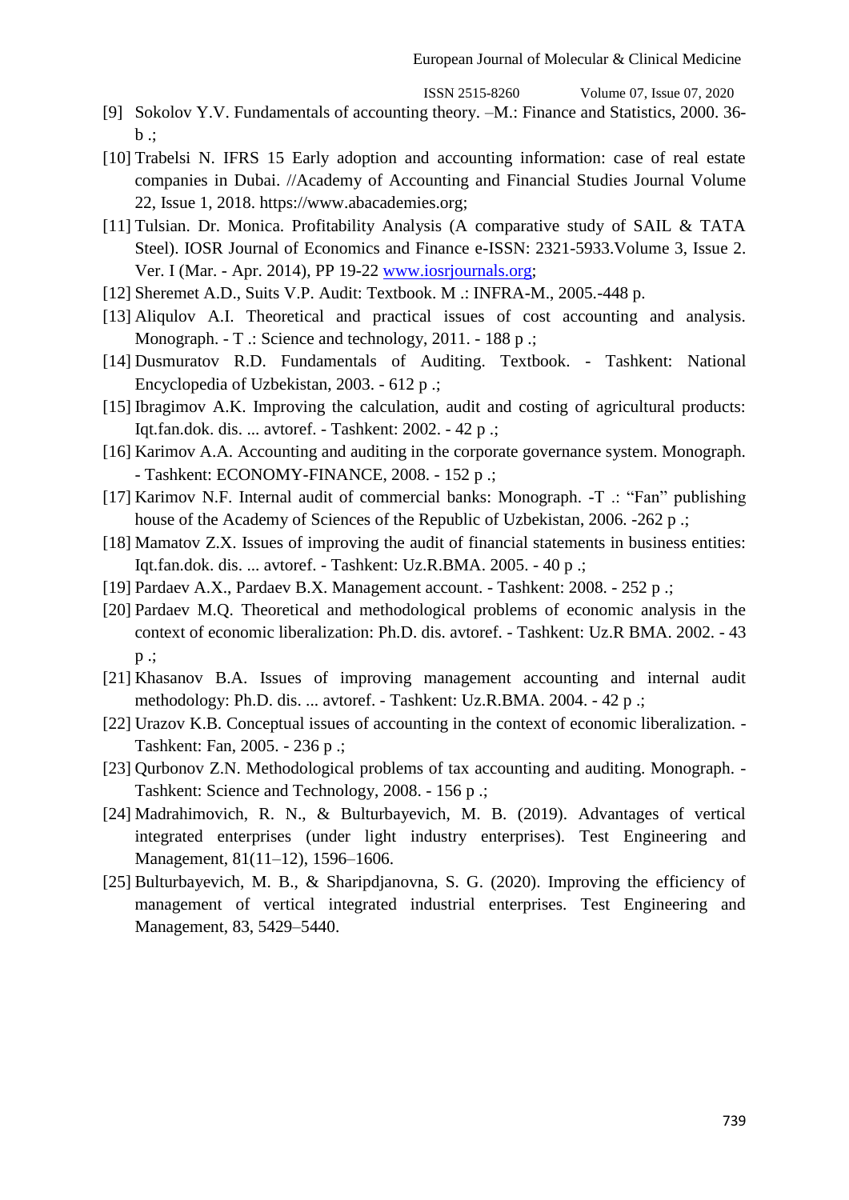[9] Sokolov Y.V. Fundamentals of accounting theory. –M.: Finance and Statistics, 2000. 36-b .;

[10] Trabelsi N. IFRS 15 Early adoption and accounting information: case of real estate companies in Dubai. //Academy of Accounting and Financial Studies Journal Volume 22, Issue 1, 2018. https://www.abacademies.org;

[11] Tulsian. Dr. Monica. Profitability Analysis (A comparative study of SAIL & TATA Steel). IOSR Journal of Economics and Finance e-ISSN: 2321-5933.Volume 3, Issue 2. Ver. I (Mar. - Apr. 2014), PP 19-22 www.iosrjournals.org;

[12] Sheremet A.D., Suits V.P. Audit: Textbook. M .: INFRA-M., 2005.-448 p.

[13] Aliqulov A.I. Theoretical and practical issues of cost accounting and analysis. Monograph. - T .: Science and technology, 2011. - 188 p .;

[14] Dusmuratov R.D. Fundamentals of Auditing. Textbook. - Tashkent: National Encyclopedia of Uzbekistan, 2003. - 612 p .;

[15] Ibragimov A.K. Improving the calculation, audit and costing of agricultural products: Iqt.fan.dok. dis. ... avtoref. - Tashkent: 2002. - 42 p .;

[16] Karimov A.A. Accounting and auditing in the corporate governance system. Monograph. - Tashkent: ECONOMY-FINANCE, 2008. - 152 p .;

[17] Karimov N.F. Internal audit of commercial banks: Monograph. -T .: "Fan" publishing house of the Academy of Sciences of the Republic of Uzbekistan, 2006. -262 p .;

[18] Mamatov Z.X. Issues of improving the audit of financial statements in business entities: Iqt.fan.dok. dis. ... avtoref. - Tashkent: Uz.R.BMA. 2005. - 40 p .;

[19] Pardaev A.X., Pardaev B.X. Management account. - Tashkent: 2008. - 252 p .;

[20] Pardaev M.Q. Theoretical and methodological problems of economic analysis in the context of economic liberalization: Ph.D. dis. avtoref. - Tashkent: Uz.R BMA. 2002. - 43 p .;

[21] Khasanov B.A. Issues of improving management accounting and internal audit methodology: Ph.D. dis. ... avtoref. - Tashkent: Uz.R.BMA. 2004. - 42 p .;

[22] Urazov K.B. Conceptual issues of accounting in the context of economic liberalization. - Tashkent: Fan, 2005. - 236 p .;

[23] Qurbonov Z.N. Methodological problems of tax accounting and auditing. Monograph. - Tashkent: Science and Technology, 2008. - 156 p .;

[24] Madrahimovich, R. N., & Bulturbayevich, M. B. (2019). Advantages of vertical integrated enterprises (under light industry enterprises). Test Engineering and Management, 81(11–12), 1596–1606.

[25] Bulturbayevich, M. B., & Sharipdjanovna, S. G. (2020). Improving the efficiency of management of vertical integrated industrial enterprises. Test Engineering and Management, 83, 5429–5440.